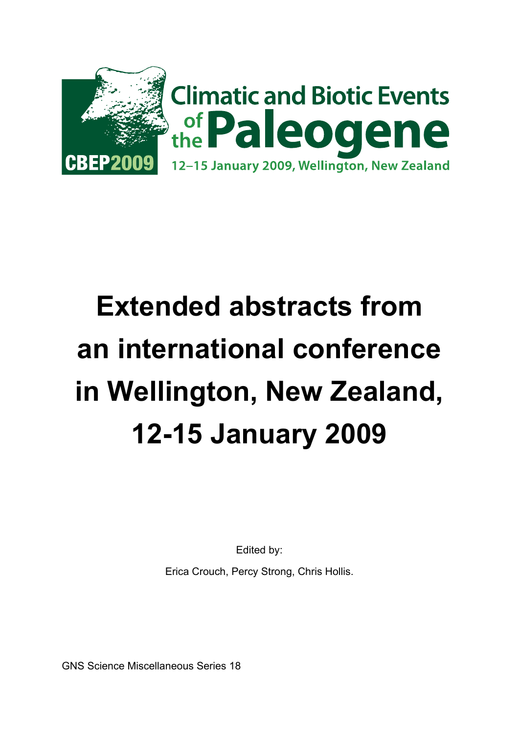Climatic and Biotic Events of the Paleogene

CBEP2009

12–15 January 2009, Wellington, New Zealand

# Extended abstracts from an international conference in Wellington, New Zealand, 12-15 January 2009

Edited by:

Erica Crouch, Percy Strong, Chris Hollis.

GNS Science Miscellaneous Series 18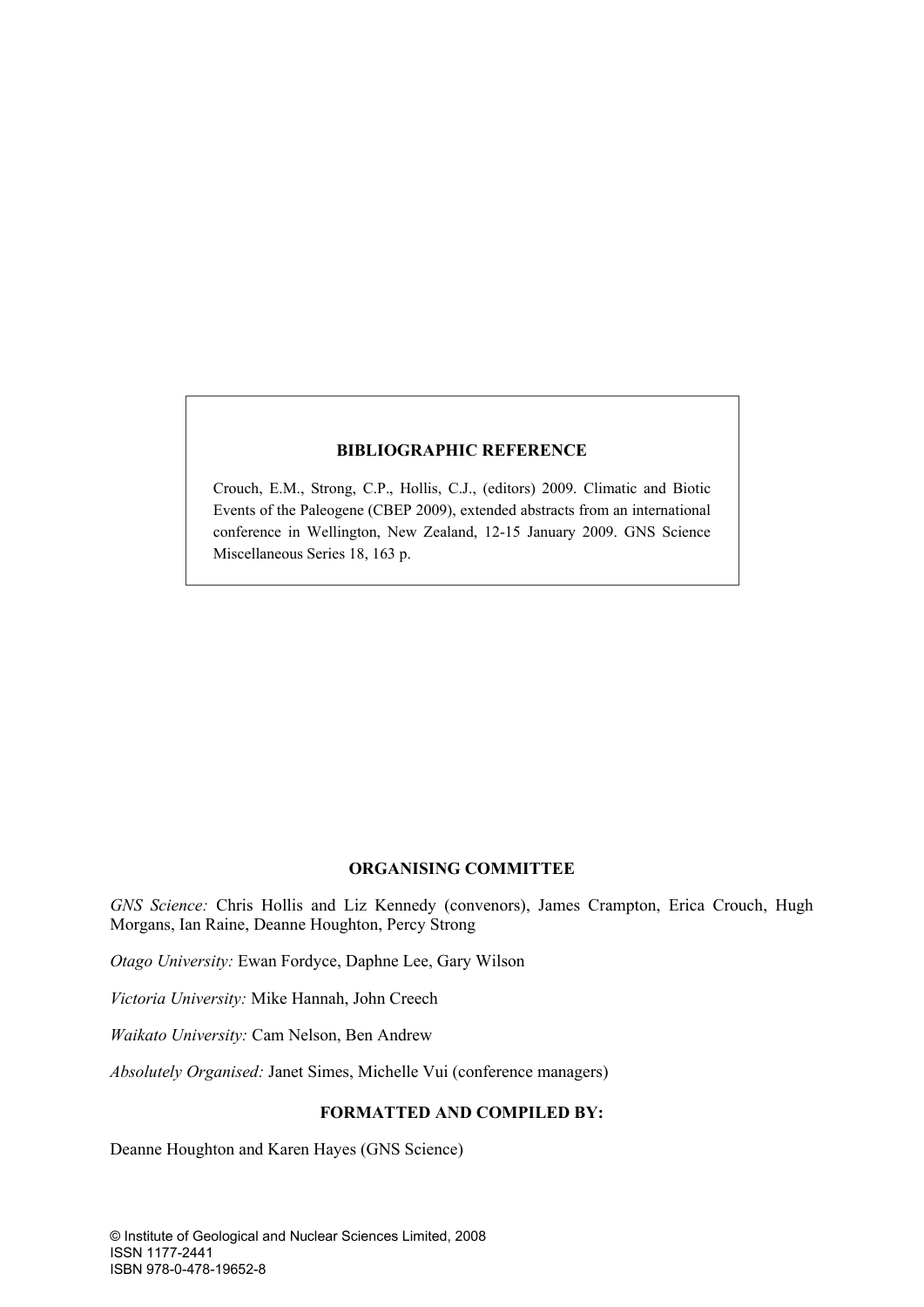**BIBLIOGRAPHIC REFERENCE**

Crouch, E.M., Strong, C.P., Hollis, C.J., (editors) 2009. Climatic and Biotic Events of the Paleogene (CBEP 2009), extended abstracts from an international conference in Wellington, New Zealand, 12-15 January 2009. GNS Science Miscellaneous Series 18, 163 p.

**ORGANISING COMMITTEE**

*GNS Science:* Chris Hollis and Liz Kennedy (convenors), James Crampton, Erica Crouch, Hugh Morgans, Ian Raine, Deanne Houghton, Percy Strong

*Otago University:* Ewan Fordyce, Daphne Lee, Gary Wilson

*Victoria University:* Mike Hannah, John Creech

*Waikato University:* Cam Nelson, Ben Andrew

*Absolutely Organised:* Janet Simes, Michelle Vui (conference managers)

**FORMATTED AND COMPILED BY:**

Deanne Houghton and Karen Hayes (GNS Science)

© Institute of Geological and Nuclear Sciences Limited, 2008
ISSN 1177-2441
ISBN 978-0-478-19652-8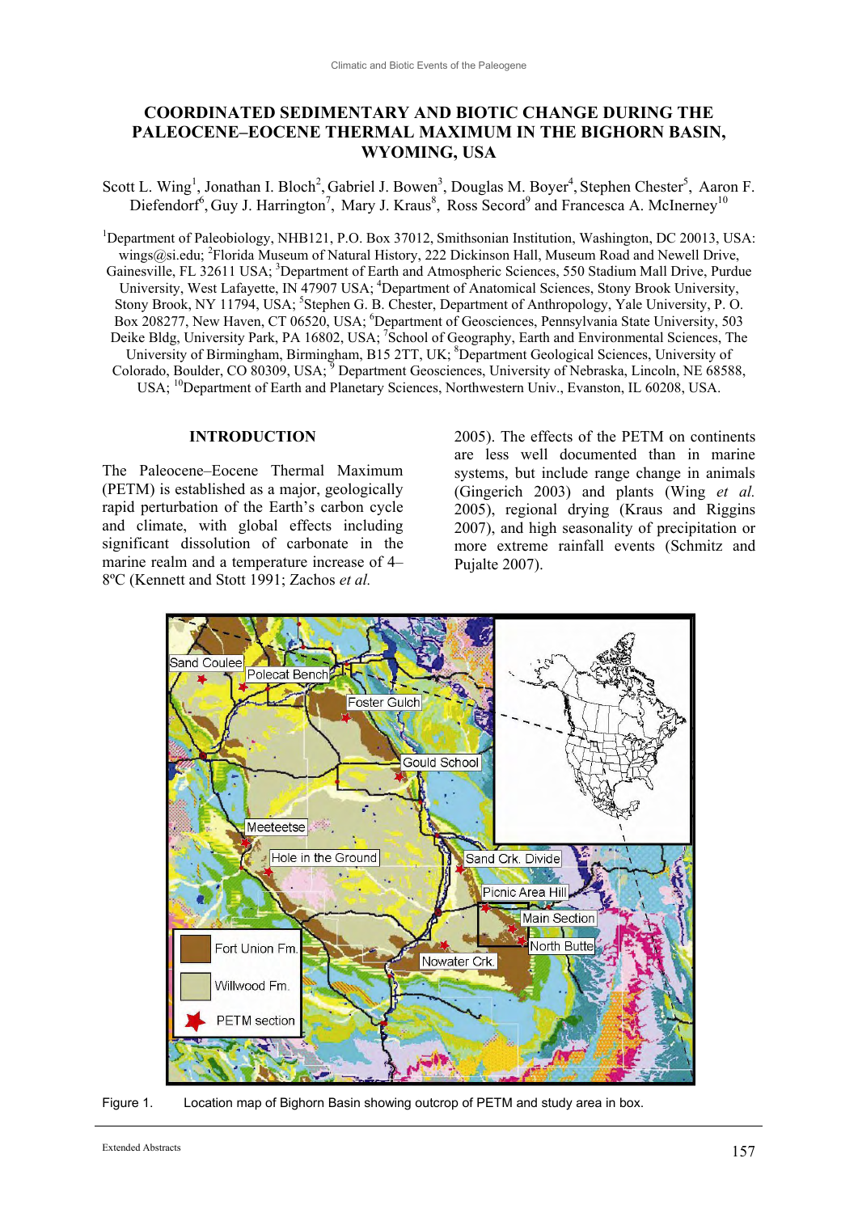# COORDINATED SEDIMENTARY AND BIOTIC CHANGE DURING THE PALEOCENE–EOCENE THERMAL MAXIMUM IN THE BIGHORN BASIN, WYOMING, USA

Scott L. Wing[1], Jonathan I. Bloch[2], Gabriel J. Bowen[3], Douglas M. Boyer[4], Stephen Chester[5], Aaron F. Diefendorf[6], Guy J. Harrington[7], Mary J. Kraus[8], Ross Secord[9] and Francesca A. McInerney[10]

[1]Department of Paleobiology, NHB121, P.O. Box 37012, Smithsonian Institution, Washington, DC 20013, USA: wings@si.edu; [2]Florida Museum of Natural History, 222 Dickinson Hall, Museum Road and Newell Drive, Gainesville, FL 32611 USA; [3]Department of Earth and Atmospheric Sciences, 550 Stadium Mall Drive, Purdue University, West Lafayette, IN 47907 USA; [4]Department of Anatomical Sciences, Stony Brook University, Stony Brook, NY 11794, USA; [5]Stephen G. B. Chester, Department of Anthropology, Yale University, P. O. Box 208277, New Haven, CT 06520, USA; [6]Department of Geosciences, Pennsylvania State University, 503 Deike Bldg, University Park, PA 16802, USA; [7]School of Geography, Earth and Environmental Sciences, The University of Birmingham, Birmingham, B15 2TT, UK; [8]Department Geological Sciences, University of Colorado, Boulder, CO 80309, USA; [9] Department Geosciences, University of Nebraska, Lincoln, NE 68588, USA; [10]Department of Earth and Planetary Sciences, Northwestern Univ., Evanston, IL 60208, USA.

## INTRODUCTION

The Paleocene–Eocene Thermal Maximum (PETM) is established as a major, geologically rapid perturbation of the Earth's carbon cycle and climate, with global effects including significant dissolution of carbonate in the marine realm and a temperature increase of 4–8ºC (Kennett and Stott 1991; Zachos *et al.* 2005). The effects of the PETM on continents are less well documented than in marine systems, but include range change in animals (Gingerich 2003) and plants (Wing *et al.* 2005), regional drying (Kraus and Riggins 2007), and high seasonality of precipitation or more extreme rainfall events (Schmitz and Pujalte 2007).

Figure 1. Location map of Bighorn Basin showing outcrop of PETM and study area in box.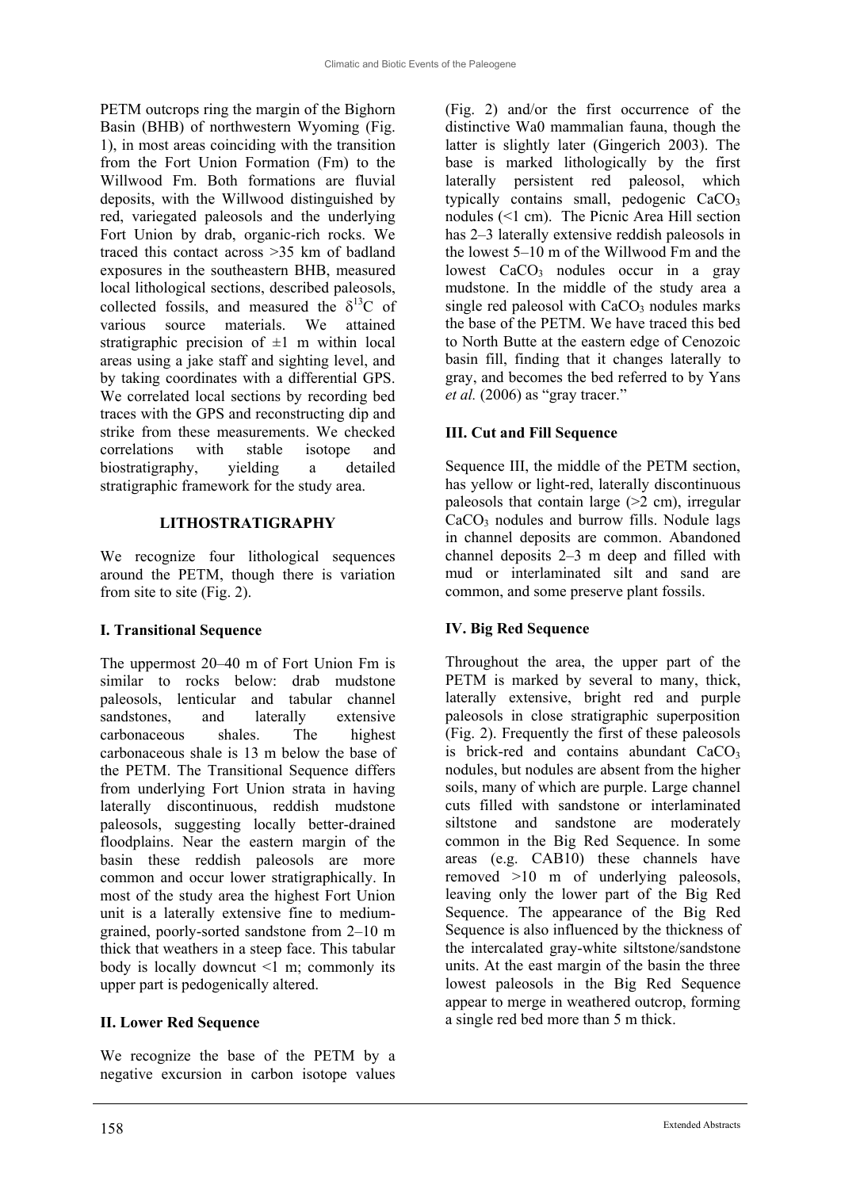PETM outcrops ring the margin of the Bighorn Basin (BHB) of northwestern Wyoming (Fig. 1), in most areas coinciding with the transition from the Fort Union Formation (Fm) to the Willwood Fm. Both formations are fluvial deposits, with the Willwood distinguished by red, variegated paleosols and the underlying Fort Union by drab, organic-rich rocks. We traced this contact across >35 km of badland exposures in the southeastern BHB, measured local lithological sections, described paleosols, collected fossils, and measured the $\delta^{13}C$ of various source materials. We attained stratigraphic precision of ±1 m within local areas using a jake staff and sighting level, and by taking coordinates with a differential GPS. We correlated local sections by recording bed traces with the GPS and reconstructing dip and strike from these measurements. We checked correlations with stable isotope and biostratigraphy, yielding a detailed stratigraphic framework for the study area.

## LITHOSTRATIGRAPHY

We recognize four lithological sequences around the PETM, though there is variation from site to site (Fig. 2).

### I. Transitional Sequence

The uppermost 20–40 m of Fort Union Fm is similar to rocks below: drab mudstone paleosols, lenticular and tabular channel sandstones, and laterally extensive carbonaceous shales. The highest carbonaceous shale is 13 m below the base of the PETM. The Transitional Sequence differs from underlying Fort Union strata in having laterally discontinuous, reddish mudstone paleosols, suggesting locally better-drained floodplains. Near the eastern margin of the basin these reddish paleosols are more common and occur lower stratigraphically. In most of the study area the highest Fort Union unit is a laterally extensive fine to medium-grained, poorly-sorted sandstone from 2–10 m thick that weathers in a steep face. This tabular body is locally downcut <1 m; commonly its upper part is pedogenically altered.

### II. Lower Red Sequence

We recognize the base of the PETM by a negative excursion in carbon isotope values (Fig. 2) and/or the first occurrence of the distinctive Wa0 mammalian fauna, though the latter is slightly later (Gingerich 2003). The base is marked lithologically by the first laterally persistent red paleosol, which typically contains small, pedogenic $CaCO_3$ nodules (<1 cm). The Picnic Area Hill section has 2–3 laterally extensive reddish paleosols in the lowest 5–10 m of the Willwood Fm and the lowest $CaCO_3$ nodules occur in a gray mudstone. In the middle of the study area a single red paleosol with $CaCO_3$ nodules marks the base of the PETM. We have traced this bed to North Butte at the eastern edge of Cenozoic basin fill, finding that it changes laterally to gray, and becomes the bed referred to by Yans *et al.* (2006) as "gray tracer."

### III. Cut and Fill Sequence

Sequence III, the middle of the PETM section, has yellow or light-red, laterally discontinuous paleosols that contain large (>2 cm), irregular $CaCO_3$ nodules and burrow fills. Nodule lags in channel deposits are common. Abandoned channel deposits 2–3 m deep and filled with mud or interlaminated silt and sand are common, and some preserve plant fossils.

### IV. Big Red Sequence

Throughout the area, the upper part of the PETM is marked by several to many, thick, laterally extensive, bright red and purple paleosols in close stratigraphic superposition (Fig. 2). Frequently the first of these paleosols is brick-red and contains abundant $CaCO_3$ nodules, but nodules are absent from the higher soils, many of which are purple. Large channel cuts filled with sandstone or interlaminated siltstone and sandstone are moderately common in the Big Red Sequence. In some areas (e.g. CAB10) these channels have removed >10 m of underlying paleosols, leaving only the lower part of the Big Red Sequence. The appearance of the Big Red Sequence is also influenced by the thickness of the intercalated gray-white siltstone/sandstone units. At the east margin of the basin the three lowest paleosols in the Big Red Sequence appear to merge in weathered outcrop, forming a single red bed more than 5 m thick.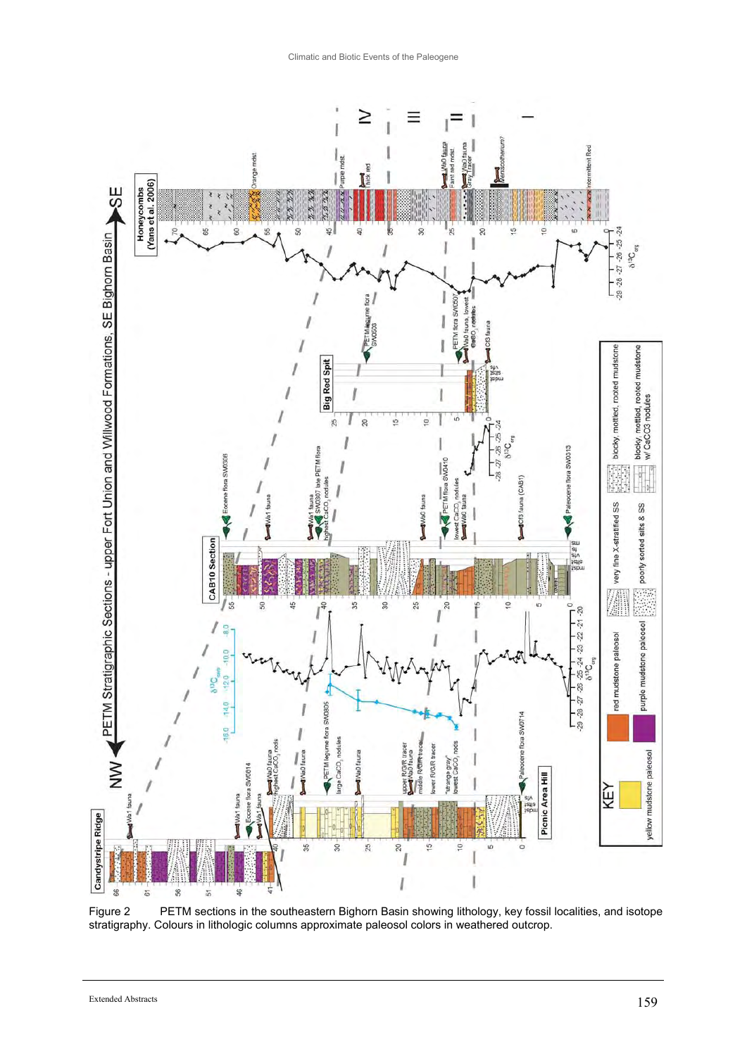Figure 2 PETM sections in the southeastern Bighorn Basin showing lithology, key fossil localities, and isotope stratigraphy. Colours in lithologic columns approximate paleosol colors in weathered outcrop.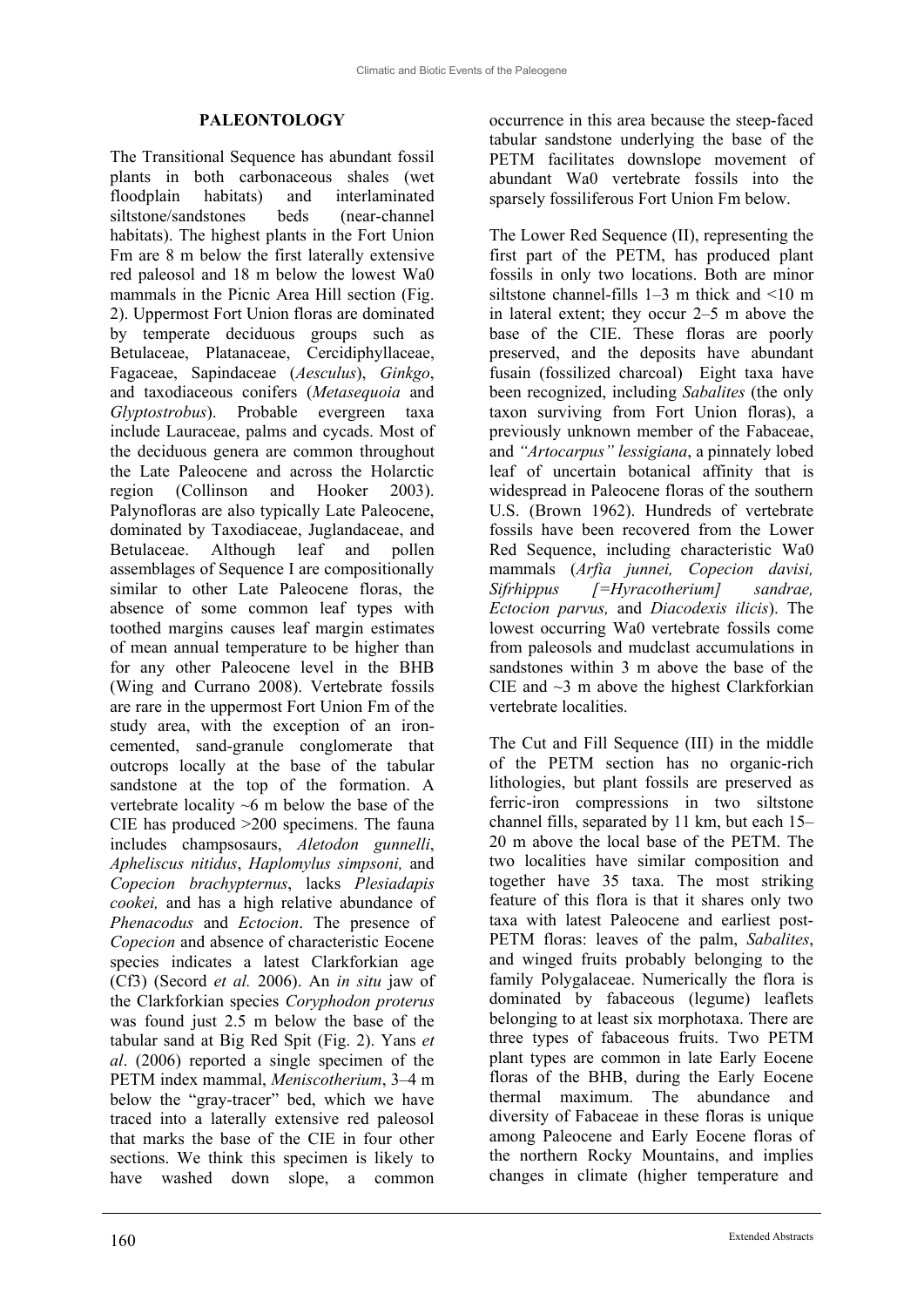## PALEONTOLOGY

The Transitional Sequence has abundant fossil plants in both carbonaceous shales (wet floodplain habitats) and interlaminated siltstone/sandstones beds (near-channel habitats). The highest plants in the Fort Union Fm are 8 m below the first laterally extensive red paleosol and 18 m below the lowest Wa0 mammals in the Picnic Area Hill section (Fig. 2). Uppermost Fort Union floras are dominated by temperate deciduous groups such as Betulaceae, Platanaceae, Cercidiphyllaceae, Fagaceae, Sapindaceae (*Aesculus*), *Ginkgo*, and taxodiaceous conifers (*Metasequoia* and *Glyptostrobus*). Probable evergreen taxa include Lauraceae, palms and cycads. Most of the deciduous genera are common throughout the Late Paleocene and across the Holarctic region (Collinson and Hooker 2003). Palynofloras are also typically Late Paleocene, dominated by Taxodiaceae, Juglandaceae, and Betulaceae. Although leaf and pollen assemblages of Sequence I are compositionally similar to other Late Paleocene floras, the absence of some common leaf types with toothed margins causes leaf margin estimates of mean annual temperature to be higher than for any other Paleocene level in the BHB (Wing and Currano 2008). Vertebrate fossils are rare in the uppermost Fort Union Fm of the study area, with the exception of an iron-cemented, sand-granule conglomerate that outcrops locally at the base of the tabular sandstone at the top of the formation. A vertebrate locality ~6 m below the base of the CIE has produced >200 specimens. The fauna includes champsosaurs, *Aletodon gunnelli*, *Apheliscus nitidus*, *Haplomylus simpsoni,* and *Copecion brachypternus*, lacks *Plesiadapis cookei,* and has a high relative abundance of *Phenacodus* and *Ectocion*. The presence of *Copecion* and absence of characteristic Eocene species indicates a latest Clarkforkian age (Cf3) (Secord *et al.* 2006). An *in situ* jaw of the Clarkforkian species *Coryphodon proterus* was found just 2.5 m below the base of the tabular sand at Big Red Spit (Fig. 2). Yans *et al*. (2006) reported a single specimen of the PETM index mammal, *Meniscotherium*, 3–4 m below the "gray-tracer" bed, which we have traced into a laterally extensive red paleosol that marks the base of the CIE in four other sections. We think this specimen is likely to have washed down slope, a common occurrence in this area because the steep-faced tabular sandstone underlying the base of the PETM facilitates downslope movement of abundant Wa0 vertebrate fossils into the sparsely fossiliferous Fort Union Fm below.

The Lower Red Sequence (II), representing the first part of the PETM, has produced plant fossils in only two locations. Both are minor siltstone channel-fills 1–3 m thick and <10 m in lateral extent; they occur 2–5 m above the base of the CIE. These floras are poorly preserved, and the deposits have abundant fusain (fossilized charcoal) Eight taxa have been recognized, including *Sabalites* (the only taxon surviving from Fort Union floras), a previously unknown member of the Fabaceae, and *"Artocarpus" lessigiana*, a pinnately lobed leaf of uncertain botanical affinity that is widespread in Paleocene floras of the southern U.S. (Brown 1962). Hundreds of vertebrate fossils have been recovered from the Lower Red Sequence, including characteristic Wa0 mammals (*Arfia junnei, Copecion davisi, Sifrhippus [=Hyracotherium] sandrae, Ectocion parvus,* and *Diacodexis ilicis*). The lowest occurring Wa0 vertebrate fossils come from paleosols and mudclast accumulations in sandstones within 3 m above the base of the CIE and ~3 m above the highest Clarkforkian vertebrate localities.

The Cut and Fill Sequence (III) in the middle of the PETM section has no organic-rich lithologies, but plant fossils are preserved as ferric-iron compressions in two siltstone channel fills, separated by 11 km, but each 15–20 m above the local base of the PETM. The two localities have similar composition and together have 35 taxa. The most striking feature of this flora is that it shares only two taxa with latest Paleocene and earliest post-PETM floras: leaves of the palm, *Sabalites*, and winged fruits probably belonging to the family Polygalaceae. Numerically the flora is dominated by fabaceous (legume) leaflets belonging to at least six morphotaxa. There are three types of fabaceous fruits. Two PETM plant types are common in late Early Eocene floras of the BHB, during the Early Eocene thermal maximum. The abundance and diversity of Fabaceae in these floras is unique among Paleocene and Early Eocene floras of the northern Rocky Mountains, and implies changes in climate (higher temperature and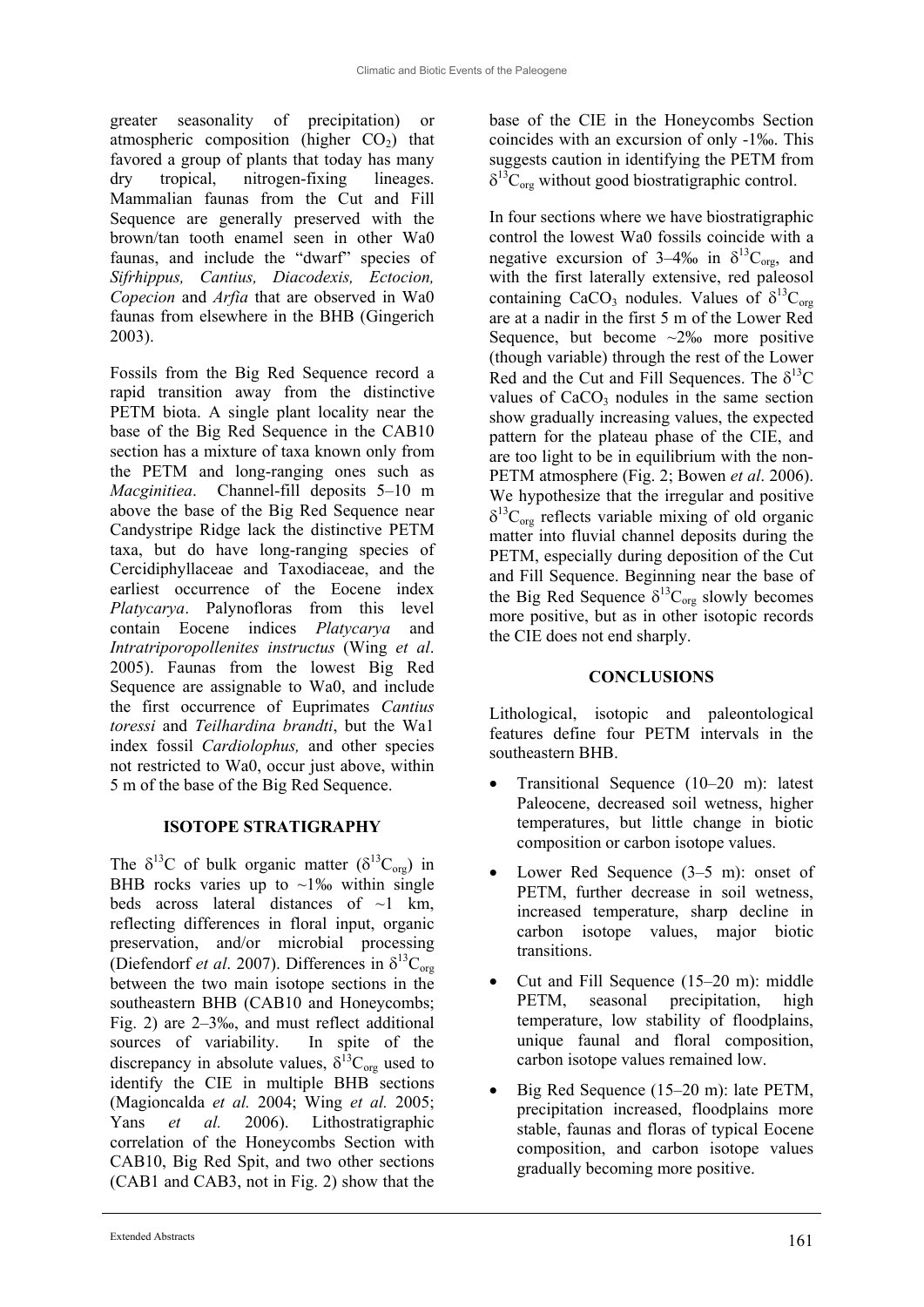greater seasonality of precipitation) or atmospheric composition (higher $CO_2$) that favored a group of plants that today has many dry tropical, nitrogen-fixing lineages. Mammalian faunas from the Cut and Fill Sequence are generally preserved with the brown/tan tooth enamel seen in other Wa0 faunas, and include the "dwarf" species of *Sifrhippus, Cantius, Diacodexis, Ectocion, Copecion* and *Arfia* that are observed in Wa0 faunas from elsewhere in the BHB (Gingerich 2003).

Fossils from the Big Red Sequence record a rapid transition away from the distinctive PETM biota. A single plant locality near the base of the Big Red Sequence in the CAB10 section has a mixture of taxa known only from the PETM and long-ranging ones such as *Macginitiea*. Channel-fill deposits 5–10 m above the base of the Big Red Sequence near Candystripe Ridge lack the distinctive PETM taxa, but do have long-ranging species of Cercidiphyllaceae and Taxodiaceae, and the earliest occurrence of the Eocene index *Platycarya*. Palynofloras from this level contain Eocene indices *Platycarya* and *Intratriporopollenites instructus* (Wing *et al*. 2005). Faunas from the lowest Big Red Sequence are assignable to Wa0, and include the first occurrence of Euprimates *Cantius toressi* and *Teilhardina brandti*, but the Wa1 index fossil *Cardiolophus,* and other species not restricted to Wa0, occur just above, within 5 m of the base of the Big Red Sequence.

## ISOTOPE STRATIGRAPHY

The $\delta^{13}C$ of bulk organic matter ($\delta^{13}C_{org}$) in BHB rocks varies up to ~1‰ within single beds across lateral distances of ~1 km, reflecting differences in floral input, organic preservation, and/or microbial processing (Diefendorf *et al*. 2007). Differences in $\delta^{13}C_{org}$ between the two main isotope sections in the southeastern BHB (CAB10 and Honeycombs; Fig. 2) are 2–3‰, and must reflect additional sources of variability. In spite of the discrepancy in absolute values, $\delta^{13}C_{org}$ used to identify the CIE in multiple BHB sections (Magioncalda *et al.* 2004; Wing *et al.* 2005; Yans *et al.* 2006). Lithostratigraphic correlation of the Honeycombs Section with CAB10, Big Red Spit, and two other sections (CAB1 and CAB3, not in Fig. 2) show that the base of the CIE in the Honeycombs Section coincides with an excursion of only -1‰. This suggests caution in identifying the PETM from $\delta^{13}C_{org}$ without good biostratigraphic control.

In four sections where we have biostratigraphic control the lowest Wa0 fossils coincide with a negative excursion of 3–4‰ in $\delta^{13}C_{org}$, and with the first laterally extensive, red paleosol containing $CaCO_3$ nodules. Values of $\delta^{13}C_{org}$ are at a nadir in the first 5 m of the Lower Red Sequence, but become ~2‰ more positive (though variable) through the rest of the Lower Red and the Cut and Fill Sequences. The $\delta^{13}C$ values of $CaCO_3$ nodules in the same section show gradually increasing values, the expected pattern for the plateau phase of the CIE, and are too light to be in equilibrium with the non-PETM atmosphere (Fig. 2; Bowen *et al*. 2006). We hypothesize that the irregular and positive $\delta^{13}C_{org}$ reflects variable mixing of old organic matter into fluvial channel deposits during the PETM, especially during deposition of the Cut and Fill Sequence. Beginning near the base of the Big Red Sequence $\delta^{13}C_{org}$ slowly becomes more positive, but as in other isotopic records the CIE does not end sharply.

## CONCLUSIONS

Lithological, isotopic and paleontological features define four PETM intervals in the southeastern BHB.

- Transitional Sequence (10–20 m): latest Paleocene, decreased soil wetness, higher temperatures, but little change in biotic composition or carbon isotope values.
- Lower Red Sequence (3–5 m): onset of PETM, further decrease in soil wetness, increased temperature, sharp decline in carbon isotope values, major biotic transitions.
- Cut and Fill Sequence (15–20 m): middle PETM, seasonal precipitation, high temperature, low stability of floodplains, unique faunal and floral composition, carbon isotope values remained low.
- Big Red Sequence (15–20 m): late PETM, precipitation increased, floodplains more stable, faunas and floras of typical Eocene composition, and carbon isotope values gradually becoming more positive.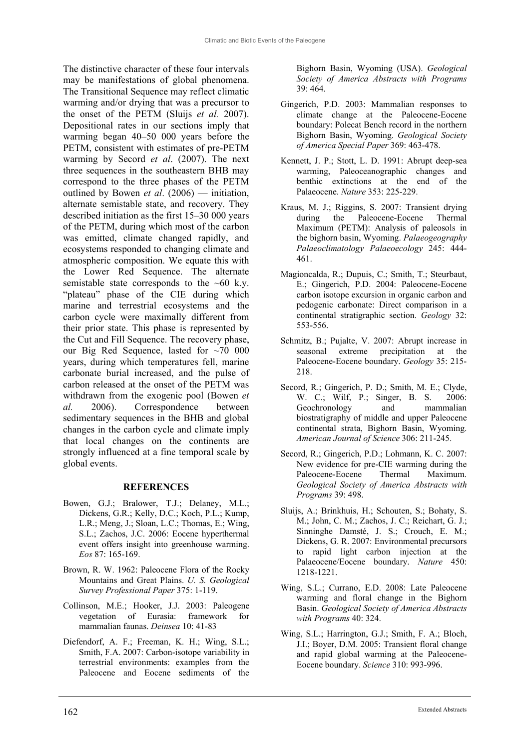The distinctive character of these four intervals may be manifestations of global phenomena. The Transitional Sequence may reflect climatic warming and/or drying that was a precursor to the onset of the PETM (Sluijs *et al.* 2007). Depositional rates in our sections imply that warming began 40–50 000 years before the PETM, consistent with estimates of pre-PETM warming by Secord *et al*. (2007). The next three sequences in the southeastern BHB may correspond to the three phases of the PETM outlined by Bowen *et al*. (2006) — initiation, alternate semistable state, and recovery. They described initiation as the first 15–30 000 years of the PETM, during which most of the carbon was emitted, climate changed rapidly, and ecosystems responded to changing climate and atmospheric composition. We equate this with the Lower Red Sequence. The alternate semistable state corresponds to the ~60 k.y. "plateau" phase of the CIE during which marine and terrestrial ecosystems and the carbon cycle were maximally different from their prior state. This phase is represented by the Cut and Fill Sequence. The recovery phase, our Big Red Sequence, lasted for ~70 000 years, during which temperatures fell, marine carbonate burial increased, and the pulse of carbon released at the onset of the PETM was withdrawn from the exogenic pool (Bowen *et al.* 2006). Correspondence between sedimentary sequences in the BHB and global changes in the carbon cycle and climate imply that local changes on the continents are strongly influenced at a fine temporal scale by global events.

## REFERENCES

Bowen, G.J.; Bralower, T.J.; Delaney, M.L.; Dickens, G.R.; Kelly, D.C.; Koch, P.L.; Kump, L.R.; Meng, J.; Sloan, L.C.; Thomas, E.; Wing, S.L.; Zachos, J.C. 2006: Eocene hyperthermal event offers insight into greenhouse warming. *Eos* 87: 165-169.

Brown, R. W. 1962: Paleocene Flora of the Rocky Mountains and Great Plains. *U. S. Geological Survey Professional Paper* 375: 1-119.

Collinson, M.E.; Hooker, J.J. 2003: Paleogene vegetation of Eurasia: framework for mammalian faunas. *Deinsea* 10: 41-83

Diefendorf, A. F.; Freeman, K. H.; Wing, S.L.; Smith, F.A. 2007: Carbon-isotope variability in terrestrial environments: examples from the Paleocene and Eocene sediments of the Bighorn Basin, Wyoming (USA). *Geological Society of America Abstracts with Programs* 39: 464.

Gingerich, P.D. 2003: Mammalian responses to climate change at the Paleocene-Eocene boundary: Polecat Bench record in the northern Bighorn Basin, Wyoming. *Geological Society of America Special Paper* 369: 463-478.

Kennett, J. P.; Stott, L. D. 1991: Abrupt deep-sea warming, Paleoceanographic changes and benthic extinctions at the end of the Palaeocene. *Nature* 353: 225-229.

Kraus, M. J.; Riggins, S. 2007: Transient drying during the Paleocene-Eocene Thermal Maximum (PETM): Analysis of paleosols in the bighorn basin, Wyoming. *Palaeogeography Palaeoclimatology Palaeoecology* 245: 444-461.

Magioncalda, R.; Dupuis, C.; Smith, T.; Steurbaut, E.; Gingerich, P.D. 2004: Paleocene-Eocene carbon isotope excursion in organic carbon and pedogenic carbonate: Direct comparison in a continental stratigraphic section. *Geology* 32: 553-556.

Schmitz, B.; Pujalte, V. 2007: Abrupt increase in seasonal extreme precipitation at the Paleocene-Eocene boundary. *Geology* 35: 215-218.

Secord, R.; Gingerich, P. D.; Smith, M. E.; Clyde, W. C.; Wilf, P.; Singer, B. S. 2006: Geochronology and mammalian biostratigraphy of middle and upper Paleocene continental strata, Bighorn Basin, Wyoming. *American Journal of Science* 306: 211-245.

Secord, R.; Gingerich, P.D.; Lohmann, K. C. 2007: New evidence for pre-CIE warming during the Paleocene-Eocene Thermal Maximum. *Geological Society of America Abstracts with Programs* 39: 498.

Sluijs, A.; Brinkhuis, H.; Schouten, S.; Bohaty, S. M.; John, C. M.; Zachos, J. C.; Reichart, G. J.; Sinninghe Damsté, J. S.; Crouch, E. M.; Dickens, G. R. 2007: Environmental precursors to rapid light carbon injection at the Palaeocene/Eocene boundary. *Nature* 450: 1218-1221.

Wing, S.L.; Currano, E.D. 2008: Late Paleocene warming and floral change in the Bighorn Basin. *Geological Society of America Abstracts with Programs* 40: 324.

Wing, S.L.; Harrington, G.J.; Smith, F. A.; Bloch, J.I.; Boyer, D.M. 2005: Transient floral change and rapid global warming at the Paleocene-Eocene boundary. *Science* 310: 993-996.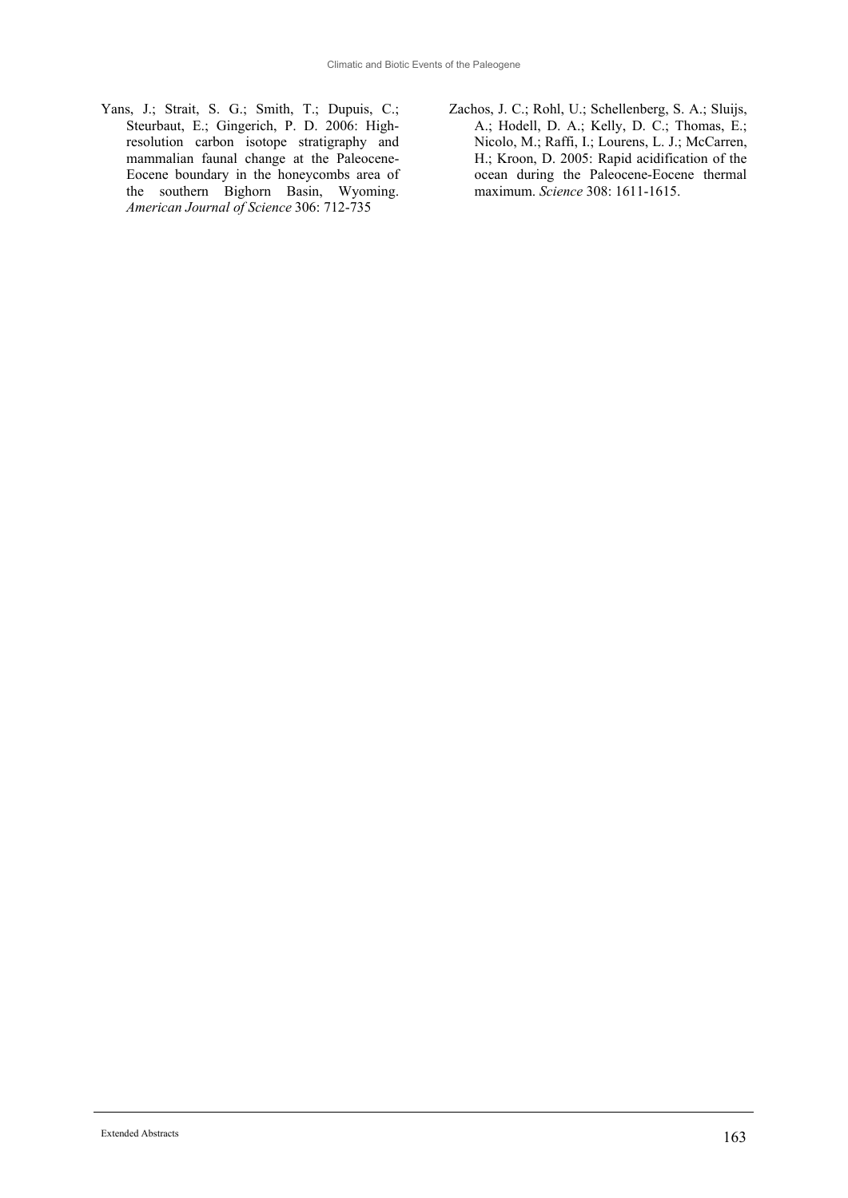Yans, J.; Strait, S. G.; Smith, T.; Dupuis, C.; Steurbaut, E.; Gingerich, P. D. 2006: High-resolution carbon isotope stratigraphy and mammalian faunal change at the Paleocene-Eocene boundary in the honeycombs area of the southern Bighorn Basin, Wyoming. *American Journal of Science* 306: 712-735

Zachos, J. C.; Rohl, U.; Schellenberg, S. A.; Sluijs, A.; Hodell, D. A.; Kelly, D. C.; Thomas, E.; Nicolo, M.; Raffi, I.; Lourens, L. J.; McCarren, H.; Kroon, D. 2005: Rapid acidification of the ocean during the Paleocene-Eocene thermal maximum. *Science* 308: 1611-1615.